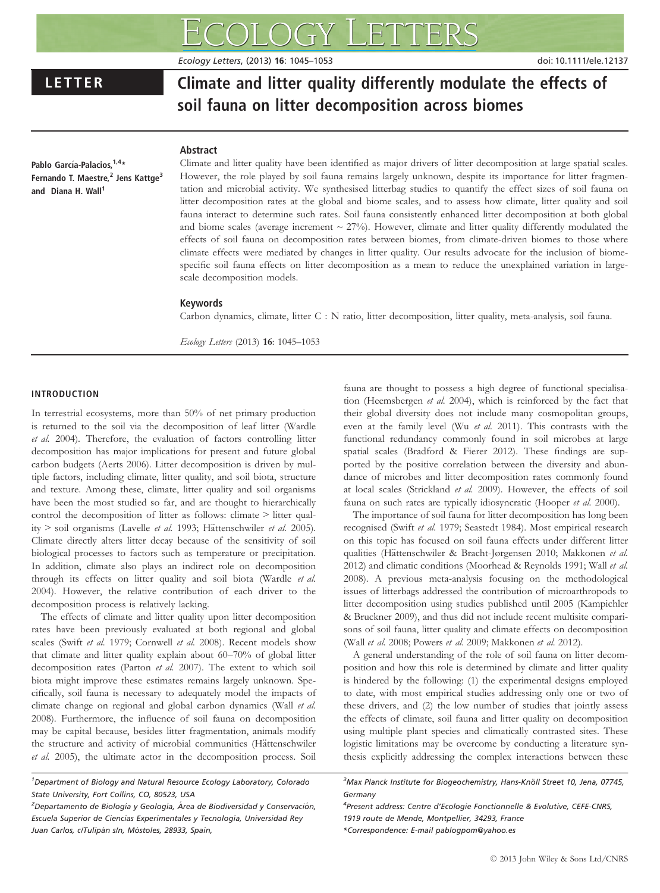LETTER

# Climate and litter quality differently modulate the effects of soil fauna on litter decomposition across biomes

**Pablo García-Palacios,[1,4]* Fernando T. Maestre,[2] Jens Kattge[3] and Diana H. Wall[1]**

## Abstract

Climate and litter quality have been identified as major drivers of litter decomposition at large spatial scales. However, the role played by soil fauna remains largely unknown, despite its importance for litter fragmentation and microbial activity. We synthesised litterbag studies to quantify the effect sizes of soil fauna on litter decomposition rates at the global and biome scales, and to assess how climate, litter quality and soil fauna interact to determine such rates. Soil fauna consistently enhanced litter decomposition at both global and biome scales (average increment ~ 27%). However, climate and litter quality differently modulated the effects of soil fauna on decomposition rates between biomes, from climate-driven biomes to those where climate effects were mediated by changes in litter quality. Our results advocate for the inclusion of biome-specific soil fauna effects on litter decomposition as a mean to reduce the unexplained variation in large-scale decomposition models.

### Keywords

Carbon dynamics, climate, litter C : N ratio, litter decomposition, litter quality, meta-analysis, soil fauna.

*Ecology Letters* (2013) **16**: 1045–1053

## INTRODUCTION

In terrestrial ecosystems, more than 50% of net primary production is returned to the soil via the decomposition of leaf litter (Wardle *et al.* 2004). Therefore, the evaluation of factors controlling litter decomposition has major implications for present and future global carbon budgets (Aerts 2006). Litter decomposition is driven by multiple factors, including climate, litter quality, and soil biota, structure and texture. Among these, climate, litter quality and soil organisms have been the most studied so far, and are thought to hierarchically control the decomposition of litter as follows: climate > litter quality > soil organisms (Lavelle *et al.* 1993; Hättenschwiler *et al.* 2005). Climate directly alters litter decay because of the sensitivity of soil biological processes to factors such as temperature or precipitation. In addition, climate also plays an indirect role on decomposition through its effects on litter quality and soil biota (Wardle *et al.* 2004). However, the relative contribution of each driver to the decomposition process is relatively lacking.

The effects of climate and litter quality upon litter decomposition rates have been previously evaluated at both regional and global scales (Swift *et al.* 1979; Cornwell *et al.* 2008). Recent models show that climate and litter quality explain about 60–70% of global litter decomposition rates (Parton *et al.* 2007). The extent to which soil biota might improve these estimates remains largely unknown. Specifically, soil fauna is necessary to adequately model the impacts of climate change on regional and global carbon dynamics (Wall *et al.* 2008). Furthermore, the influence of soil fauna on decomposition may be capital because, besides litter fragmentation, animals modify the structure and activity of microbial communities (Hättenschwiler *et al.* 2005), the ultimate actor in the decomposition process. Soil fauna are thought to possess a high degree of functional specialisation (Heemsbergen *et al.* 2004), which is reinforced by the fact that their global diversity does not include many cosmopolitan groups, even at the family level (Wu *et al.* 2011). This contrasts with the functional redundancy commonly found in soil microbes at large spatial scales (Bradford & Fierer 2012). These findings are supported by the positive correlation between the diversity and abundance of microbes and litter decomposition rates commonly found at local scales (Strickland *et al.* 2009). However, the effects of soil fauna on such rates are typically idiosyncratic (Hooper *et al.* 2000).

The importance of soil fauna for litter decomposition has long been recognised (Swift *et al.* 1979; Seastedt 1984). Most empirical research on this topic has focused on soil fauna effects under different litter qualities (Hättenschwiler & Bracht-Jørgensen 2010; Makkonen *et al.* 2012) and climatic conditions (Moorhead & Reynolds 1991; Wall *et al.* 2008). A previous meta-analysis focusing on the methodological issues of litterbags addressed the contribution of microarthropods to litter decomposition using studies published until 2005 (Kampichler & Bruckner 2009), and thus did not include recent multisite comparisons of soil fauna, litter quality and climate effects on decomposition (Wall *et al.* 2008; Powers *et al.* 2009; Makkonen *et al.* 2012).

A general understanding of the role of soil fauna on litter decomposition and how this role is determined by climate and litter quality is hindered by the following: (1) the experimental designs employed to date, with most empirical studies addressing only one or two of these drivers, and (2) the low number of studies that jointly assess the effects of climate, soil fauna and litter quality on decomposition using multiple plant species and climatically contrasted sites. These logistic limitations may be overcome by conducting a literature synthesis explicitly addressing the complex interactions between these

[1]Department of Biology and Natural Resource Ecology Laboratory, Colorado State University, Fort Collins, CO, 80523, USA

[2]Departamento de Biología y Geología, Área de Biodiversidad y Conservación, Escuela Superior de Ciencias Experimentales y Tecnología, Universidad Rey Juan Carlos, c/Tulipán s/n, Móstoles, 28933, Spain,

[3]Max Planck Institute for Biogeochemistry, Hans-Knöll Street 10, Jena, 07745, Germany

[4]Present address: Centre d'Ecologie Fonctionnelle & Evolutive, CEFE-CNRS, 1919 route de Mende, Montpellier, 34293, France

*Correspondence: E-mail pablogpom@yahoo.es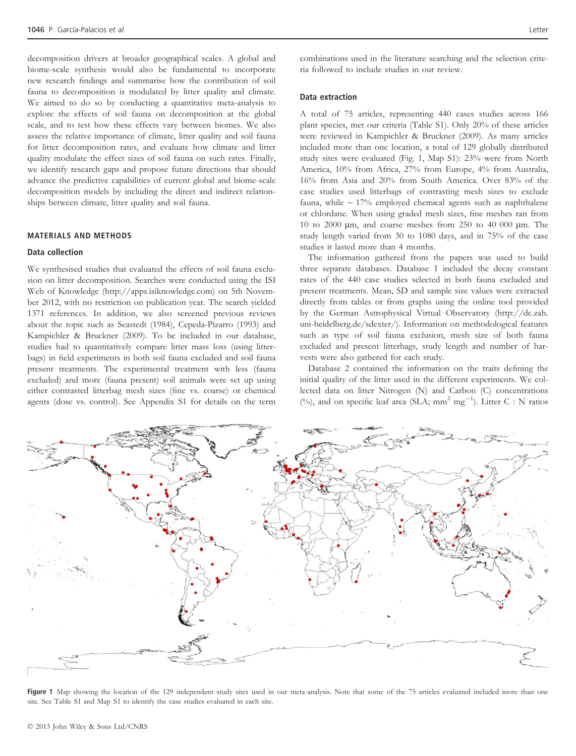decomposition drivers at broader geographical scales. A global and biome-scale synthesis would also be fundamental to incorporate new research findings and summarise how the contribution of soil fauna to decomposition is modulated by litter quality and climate. We aimed to do so by conducting a quantitative meta-analysis to explore the effects of soil fauna on decomposition at the global scale, and to test how these effects vary between biomes. We also assess the relative importance of climate, litter quality and soil fauna for litter decomposition rates, and evaluate how climate and litter quality modulate the effect sizes of soil fauna on such rates. Finally, we identify research gaps and propose future directions that should advance the predictive capabilities of current global and biome-scale decomposition models by including the direct and indirect relationships between climate, litter quality and soil fauna.

## MATERIALS AND METHODS

### Data collection

We synthesised studies that evaluated the effects of soil fauna exclusion on litter decomposition. Searches were conducted using the ISI Web of Knowledge (http://apps.isiknowledge.com) on 5th November 2012, with no restriction on publication year. The search yielded 1371 references. In addition, we also screened previous reviews about the topic such as Seastedt (1984), Cepeda-Pizarro (1993) and Kampichler & Bruckner (2009). To be included in our database, studies had to quantitatively compare litter mass loss (using litterbags) in field experiments in both soil fauna excluded and soil fauna present treatments. The experimental treatment with less (fauna excluded) and more (fauna present) soil animals were set up using either contrasted litterbag mesh sizes (fine vs. coarse) or chemical agents (dose vs. control). See Appendix S1 for details on the term combinations used in the literature searching and the selection criteria followed to include studies in our review.

### Data extraction

A total of 75 articles, representing 440 cases studies across 166 plant species, met our criteria (Table S1). Only 20% of these articles were reviewed in Kampichler & Bruckner (2009). As many articles included more than one location, a total of 129 globally distributed study sites were evaluated (Fig. 1, Map S1): 23% were from North America, 10% from Africa, 27% from Europe, 4% from Australia, 16% from Asia and 20% from South America. Over 83% of the case studies used litterbags of contrasting mesh sizes to exclude fauna, while ~ 17% employed chemical agents such as naphthalene or chlordane. When using graded mesh sizes, fine meshes ran from 10 to 2000 μm, and coarse meshes from 250 to 40 000 μm. The study length varied from 30 to 1080 days, and in 75% of the case studies it lasted more than 4 months.

The information gathered from the papers was used to build three separate databases. Database 1 included the decay constant rates of the 440 case studies selected in both fauna excluded and present treatments. Mean, SD and sample size values were extracted directly from tables or from graphs using the online tool provided by the German Astrophysical Virtual Observatory (http://dc.zah.uni-heidelberg.de/sdexter/). Information on methodological features such as type of soil fauna exclusion, mesh size of both fauna excluded and present litterbags, study length and number of harvests were also gathered for each study.

Database 2 contained the information on the traits defining the initial quality of the litter used in the different experiments. We collected data on litter Nitrogen (N) and Carbon (C) concentrations (%), and on specific leaf area (SLA; $mm^2$ $mg^{-1}$). Litter C : N ratios

**Figure 1** Map showing the location of the 129 independent study sites used in our meta-analysis. Note that some of the 75 articles evaluated included more than one site. See Table S1 and Map S1 to identify the case studies evaluated in each site.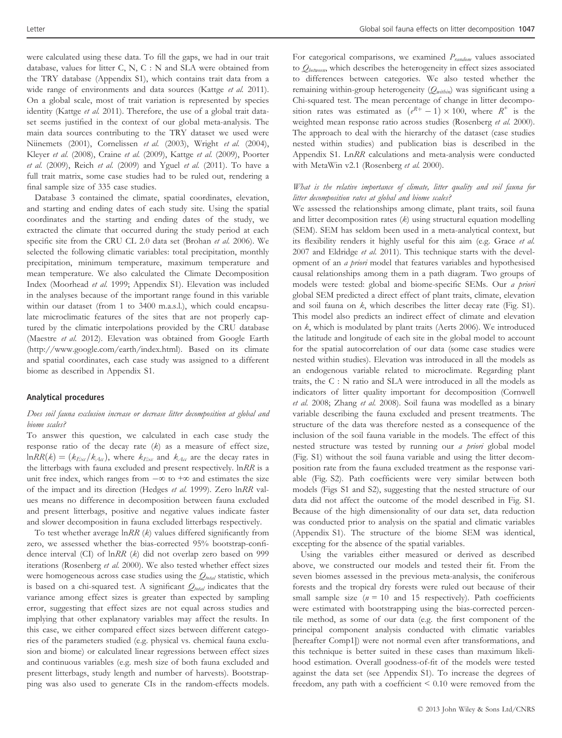were calculated using these data. To fill the gaps, we had in our trait database, values for litter C, N, C : N and SLA were obtained from the TRY database (Appendix S1), which contains trait data from a wide range of environments and data sources (Kattge *et al.* 2011). On a global scale, most of trait variation is represented by species identity (Kattge *et al.* 2011). Therefore, the use of a global trait dataset seems justified in the context of our global meta-analysis. The main data sources contributing to the TRY dataset we used were Niinemets (2001), Cornelissen *et al.* (2003), Wright *et al.* (2004), Kleyer *et al.* (2008), Craine *et al.* (2009), Kattge *et al.* (2009), Poorter *et al.* (2009), Reich *et al.* (2009) and Yguel *et al.* (2011). To have a full trait matrix, some case studies had to be ruled out, rendering a final sample size of 335 case studies.

Database 3 contained the climate, spatial coordinates, elevation, and starting and ending dates of each study site. Using the spatial coordinates and the starting and ending dates of the study, we extracted the climate that occurred during the study period at each specific site from the CRU CL 2.0 data set (Brohan *et al.* 2006). We selected the following climatic variables: total precipitation, monthly precipitation, minimum temperature, maximum temperature and mean temperature. We also calculated the Climate Decomposition Index (Moorhead *et al.* 1999; Appendix S1). Elevation was included in the analyses because of the important range found in this variable within our dataset (from 1 to 3400 m.a.s.l.), which could encapsulate microclimatic features of the sites that are not properly captured by the climatic interpolations provided by the CRU database (Maestre *et al.* 2012). Elevation was obtained from Google Earth (http://www.google.com/earth/index.html). Based on its climate and spatial coordinates, each case study was assigned to a different biome as described in Appendix S1.

## Analytical procedures

### *Does soil fauna exclusion increase or decrease litter decomposition at global and biome scales?*

To answer this question, we calculated in each case study the response ratio of the decay rate ($k$) as a measure of effect size, $\ln RR(k) = (k_{Exc}/k_{Acc})$, where $k_{Exc}$ and $k_{Acc}$ are the decay rates in the litterbags with fauna excluded and present respectively. $\ln RR$ is a unit free index, which ranges from $-\infty$ to $+\infty$ and estimates the size of the impact and its direction (Hedges *et al.* 1999). Zero $\ln RR$ values means no difference in decomposition between fauna excluded and present litterbags, positive and negative values indicate faster and slower decomposition in fauna excluded litterbags respectively.

To test whether average $\ln RR$ ($k$) values differed significantly from zero, we assessed whether the bias-corrected 95% bootstrap-confidence interval (CI) of $\ln RR$ ($k$) did not overlap zero based on 999 iterations (Rosenberg *et al.* 2000). We also tested whether effect sizes were homogeneous across case studies using the $Q_{total}$ statistic, which is based on a chi-squared test. A significant $Q_{total}$ indicates that the variance among effect sizes is greater than expected by sampling error, suggesting that effect sizes are not equal across studies and implying that other explanatory variables may affect the results. In this case, we either compared effect sizes between different categories of the parameters studied (e.g. physical vs. chemical fauna exclusion and biome) or calculated linear regressions between effect sizes and continuous variables (e.g. mesh size of both fauna excluded and present litterbags, study length and number of harvests). Bootstrapping was also used to generate CIs in the random-effects models. For categorical comparisons, we examined $P_{random}$ values associated to $Q_{between}$, which describes the heterogeneity in effect sizes associated to differences between categories. We also tested whether the remaining within-group heterogeneity ($Q_{within}$) was significant using a Chi-squared test. The mean percentage of change in litter decomposition rates was estimated as $(e^{R+} - 1) \times 100$, where $R^{+}$ is the weighted mean response ratio across studies (Rosenberg *et al.* 2000). The approach to deal with the hierarchy of the dataset (case studies nested within studies) and publication bias is described in the Appendix S1. Ln$RR$ calculations and meta-analysis were conducted with MetaWin v2.1 (Rosenberg *et al.* 2000).

### *What is the relative importance of climate, litter quality and soil fauna for litter decomposition rates at global and biome scales?*

We assessed the relationships among climate, plant traits, soil fauna and litter decomposition rates ($k$) using structural equation modelling (SEM). SEM has seldom been used in a meta-analytical context, but its flexibility renders it highly useful for this aim (e.g. Grace *et al.* 2007 and Eldridge *et al.* 2011). This technique starts with the development of an *a priori* model that features variables and hypothesised causal relationships among them in a path diagram. Two groups of models were tested: global and biome-specific SEMs. Our *a priori* global SEM predicted a direct effect of plant traits, climate, elevation and soil fauna on $k$, which describes the litter decay rate (Fig. S1). This model also predicts an indirect effect of climate and elevation on $k$, which is modulated by plant traits (Aerts 2006). We introduced the latitude and longitude of each site in the global model to account for the spatial autocorrelation of our data (some case studies were nested within studies). Elevation was introduced in all the models as an endogenous variable related to microclimate. Regarding plant traits, the C : N ratio and SLA were introduced in all the models as indicators of litter quality important for decomposition (Cornwell *et al.* 2008; Zhang *et al.* 2008). Soil fauna was modelled as a binary variable describing the fauna excluded and present treatments. The structure of the data was therefore nested as a consequence of the inclusion of the soil fauna variable in the models. The effect of this nested structure was tested by running our *a priori* global model (Fig. S1) without the soil fauna variable and using the litter decomposition rate from the fauna excluded treatment as the response variable (Fig. S2). Path coefficients were very similar between both models (Figs S1 and S2), suggesting that the nested structure of our data did not affect the outcome of the model described in Fig. S1. Because of the high dimensionality of our data set, data reduction was conducted prior to analysis on the spatial and climatic variables (Appendix S1). The structure of the biome SEM was identical, excepting for the absence of the spatial variables.

Using the variables either measured or derived as described above, we constructed our models and tested their fit. From the seven biomes assessed in the previous meta-analysis, the coniferous forests and the tropical dry forests were ruled out because of their small sample size ($n = 10$ and 15 respectively). Path coefficients were estimated with bootstrapping using the bias-corrected percentile method, as some of our data (e.g. the first component of the principal component analysis conducted with climatic variables [hereafter Comp1]) were not normal even after transformations, and this technique is better suited in these cases than maximum likelihood estimation. Overall goodness-of-fit of the models were tested against the data set (see Appendix S1). To increase the degrees of freedom, any path with a coefficient < 0.10 were removed from the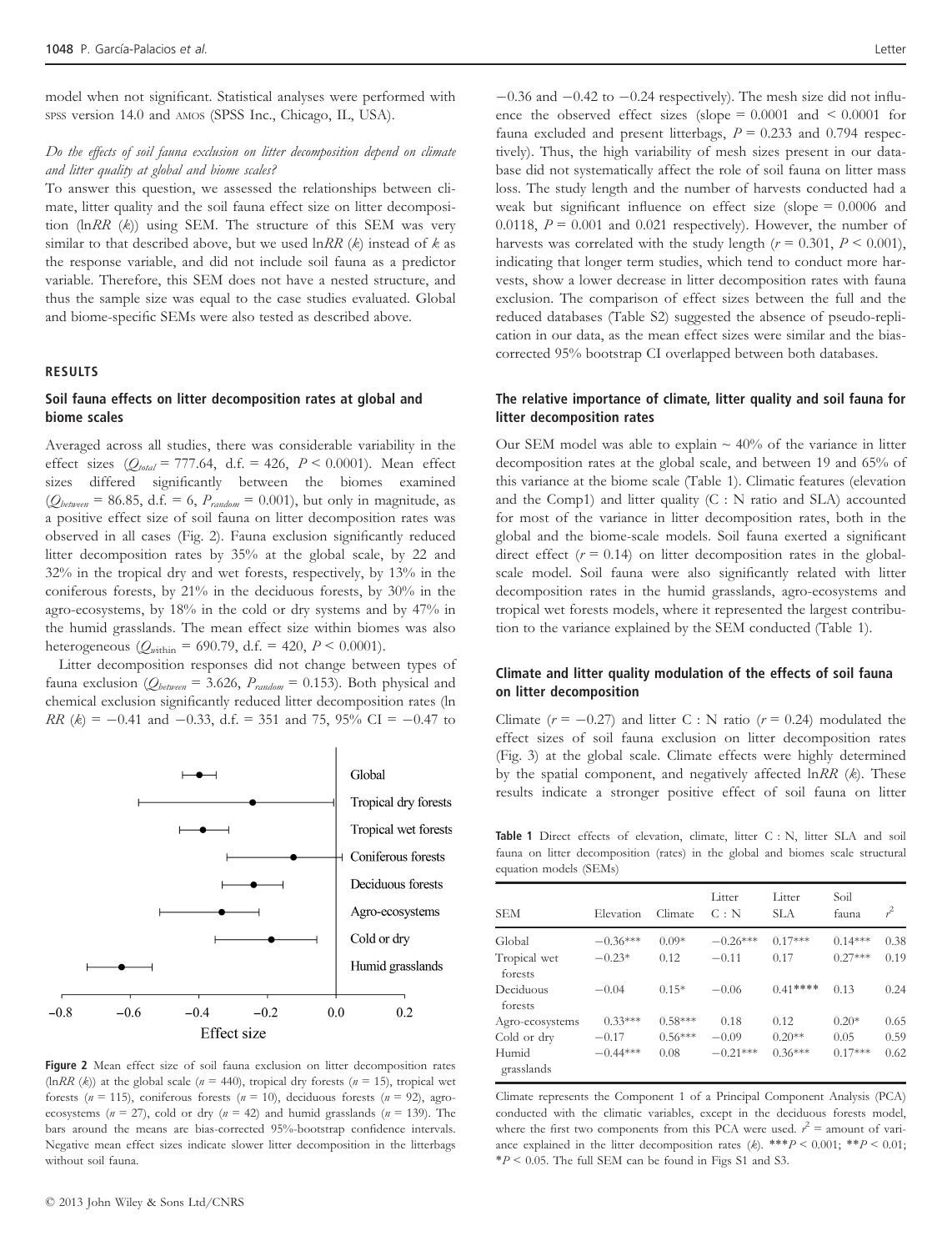model when not significant. Statistical analyses were performed with SPSS version 14.0 and AMOS (SPSS Inc., Chicago, IL, USA).

### *Do the effects of soil fauna exclusion on litter decomposition depend on climate and litter quality at global and biome scales?*

To answer this question, we assessed the relationships between climate, litter quality and the soil fauna effect size on litter decomposition (ln*RR* (*k*)) using SEM. The structure of this SEM was very similar to that described above, but we used ln*RR* (*k*) instead of *k* as the response variable, and did not include soil fauna as a predictor variable. Therefore, this SEM does not have a nested structure, and thus the sample size was equal to the case studies evaluated. Global and biome-specific SEMs were also tested as described above.

## RESULTS

### Soil fauna effects on litter decomposition rates at global and biome scales

Averaged across all studies, there was considerable variability in the effect sizes ($Q_{total}$ = 777.64, d.f. = 426, $P$ < 0.0001). Mean effect sizes differed significantly between the biomes examined ($Q_{between}$ = 86.85, d.f. = 6, $P_{random}$ = 0.001), but only in magnitude, as a positive effect size of soil fauna on litter decomposition rates was observed in all cases (Fig. 2). Fauna exclusion significantly reduced litter decomposition rates by 35% at the global scale, by 22 and 32% in the tropical dry and wet forests, respectively, by 13% in the coniferous forests, by 21% in the deciduous forests, by 30% in the agro-ecosystems, by 18% in the cold or dry systems and by 47% in the humid grasslands. The mean effect size within biomes was also heterogeneous ($Q_{within}$ = 690.79, d.f. = 420, $P$ < 0.0001).

Litter decomposition responses did not change between types of fauna exclusion ($Q_{between}$ = 3.626, $P_{random}$ = 0.153). Both physical and chemical exclusion significantly reduced litter decomposition rates (ln *RR* (*k*) = −0.41 and −0.33, d.f. = 351 and 75, 95% CI = −0.47 to −0.36 and −0.42 to −0.24 respectively). The mesh size did not influence the observed effect sizes (slope = 0.0001 and < 0.0001 for fauna excluded and present litterbags, $P$ = 0.233 and 0.794 respectively). Thus, the high variability of mesh sizes present in our database did not systematically affect the role of soil fauna on litter mass loss. The study length and the number of harvests conducted had a weak but significant influence on effect size (slope = 0.0006 and 0.0118, $P$ = 0.001 and 0.021 respectively). However, the number of harvests was correlated with the study length ($r$ = 0.301, $P$ < 0.001), indicating that longer term studies, which tend to conduct more harvests, show a lower decrease in litter decomposition rates with fauna exclusion. The comparison of effect sizes between the full and the reduced databases (Table S2) suggested the absence of pseudo-replication in our data, as the mean effect sizes were similar and the bias-corrected 95% bootstrap CI overlapped between both databases.

**Figure 2** Mean effect size of soil fauna exclusion on litter decomposition rates (ln*RR* (*k*)) at the global scale ($n$ = 440), tropical dry forests ($n$ = 15), tropical wet forests ($n$ = 115), coniferous forests ($n$ = 10), deciduous forests ($n$ = 92), agro-ecosystems ($n$ = 27), cold or dry ($n$ = 42) and humid grasslands ($n$ = 139). The bars around the means are bias-corrected 95%-bootstrap confidence intervals. Negative mean effect sizes indicate slower litter decomposition in the litterbags without soil fauna.

### The relative importance of climate, litter quality and soil fauna for litter decomposition rates

Our SEM model was able to explain ~ 40% of the variance in litter decomposition rates at the global scale, and between 19 and 65% of this variance at the biome scale (Table 1). Climatic features (elevation and the Comp1) and litter quality (C : N ratio and SLA) accounted for most of the variance in litter decomposition rates, both in the global and the biome-scale models. Soil fauna exerted a significant direct effect ($r$ = 0.14) on litter decomposition rates in the global-scale model. Soil fauna were also significantly related with litter decomposition rates in the humid grasslands, agro-ecosystems and tropical wet forests models, where it represented the largest contribution to the variance explained by the SEM conducted (Table 1).

### Climate and litter quality modulation of the effects of soil fauna on litter decomposition

Climate ($r$ = −0.27) and litter C : N ratio ($r$ = 0.24) modulated the effect sizes of soil fauna exclusion on litter decomposition rates (Fig. 3) at the global scale. Climate effects were highly determined by the spatial component, and negatively affected ln*RR* (*k*). These results indicate a stronger positive effect of soil fauna on litter

**Table 1** Direct effects of elevation, climate, litter C : N, litter SLA and soil fauna on litter decomposition (rates) in the global and biomes scale structural equation models (SEMs)

| SEM | Elevation | Climate | Litter C : N | Litter SLA | Soil fauna | $r^2$ |
|---|---|---|---|---|---|---|
| Global | −0.36*** | 0.09* | −0.26*** | 0.17*** | 0.14*** | 0.38 |
| Tropical wet forests | −0.23* | 0.12 | −0.11 | 0.17 | 0.27*** | 0.19 |
| Deciduous forests | −0.04 | 0.15* | −0.06 | 0.41**** | 0.13 | 0.24 |
| Agro-ecosystems | 0.33*** | 0.58*** | 0.18 | 0.12 | 0.20* | 0.65 |
| Cold or dry | −0.17 | 0.56*** | −0.09 | 0.20** | 0.05 | 0.59 |
| Humid grasslands | −0.44*** | 0.08 | −0.21*** | 0.36*** | 0.17*** | 0.62 |

Climate represents the Component 1 of a Principal Component Analysis (PCA) conducted with the climatic variables, except in the deciduous forests model, where the first two components from this PCA were used. $r^2$ = amount of variance explained in the litter decomposition rates (*k*). ***$P$ < 0.001; **$P$ < 0.01; *$P$ < 0.05. The full SEM can be found in Figs S1 and S3.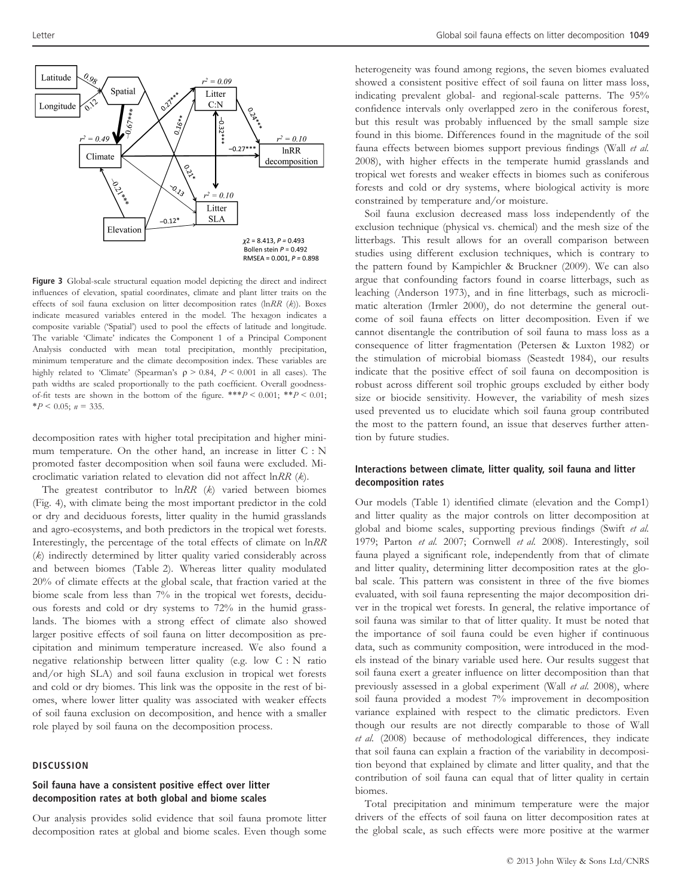**Figure 3** Global-scale structural equation model depicting the direct and indirect influences of elevation, spatial coordinates, climate and plant litter traits on the effects of soil fauna exclusion on litter decomposition rates (ln*RR* (*k*)). Boxes indicate measured variables entered in the model. The hexagon indicates a composite variable ('Spatial') used to pool the effects of latitude and longitude. The variable 'Climate' indicates the Component 1 of a Principal Component Analysis conducted with mean total precipitation, monthly precipitation, minimum temperature and the climate decomposition index. These variables are highly related to 'Climate' (Spearman's $\rho > 0.84$, $P < 0.001$ in all cases). The path widths are scaled proportionally to the path coefficient. Overall goodness-of-fit tests are shown in the bottom of the figure. ***$P < 0.001$; **$P < 0.01$; *$P < 0.05$; $n = 335$.

decomposition rates with higher total precipitation and higher minimum temperature. On the other hand, an increase in litter C : N promoted faster decomposition when soil fauna were excluded. Microclimatic variation related to elevation did not affect ln*RR* (*k*).

The greatest contributor to ln*RR* (*k*) varied between biomes (Fig. 4), with climate being the most important predictor in the cold or dry and deciduous forests, litter quality in the humid grasslands and agro-ecosystems, and both predictors in the tropical wet forests. Interestingly, the percentage of the total effects of climate on ln*RR* (*k*) indirectly determined by litter quality varied considerably across and between biomes (Table 2). Whereas litter quality modulated 20% of climate effects at the global scale, that fraction varied at the biome scale from less than 7% in the tropical wet forests, deciduous forests and cold or dry systems to 72% in the humid grasslands. The biomes with a strong effect of climate also showed larger positive effects of soil fauna on litter decomposition as precipitation and minimum temperature increased. We also found a negative relationship between litter quality (e.g. low C : N ratio and/or high SLA) and soil fauna exclusion in tropical wet forests and cold or dry biomes. This link was the opposite in the rest of biomes, where lower litter quality was associated with weaker effects of soil fauna exclusion on decomposition, and hence with a smaller role played by soil fauna on the decomposition process.

## DISCUSSION

### Soil fauna have a consistent positive effect over litter decomposition rates at both global and biome scales

Our analysis provides solid evidence that soil fauna promote litter decomposition rates at global and biome scales. Even though some heterogeneity was found among regions, the seven biomes evaluated showed a consistent positive effect of soil fauna on litter mass loss, indicating prevalent global- and regional-scale patterns. The 95% confidence intervals only overlapped zero in the coniferous forest, but this result was probably influenced by the small sample size found in this biome. Differences found in the magnitude of the soil fauna effects between biomes support previous findings (Wall *et al.* 2008), with higher effects in the temperate humid grasslands and tropical wet forests and weaker effects in biomes such as coniferous forests and cold or dry systems, where biological activity is more constrained by temperature and/or moisture.

Soil fauna exclusion decreased mass loss independently of the exclusion technique (physical vs. chemical) and the mesh size of the litterbags. This result allows for an overall comparison between studies using different exclusion techniques, which is contrary to the pattern found by Kampichler & Bruckner (2009). We can also argue that confounding factors found in coarse litterbags, such as leaching (Anderson 1973), and in fine litterbags, such as microclimatic alteration (Irmler 2000), do not determine the general outcome of soil fauna effects on litter decomposition. Even if we cannot disentangle the contribution of soil fauna to mass loss as a consequence of litter fragmentation (Petersen & Luxton 1982) or the stimulation of microbial biomass (Seastedt 1984), our results indicate that the positive effect of soil fauna on decomposition is robust across different soil trophic groups excluded by either body size or biocide sensitivity. However, the variability of mesh sizes used prevented us to elucidate which soil fauna group contributed the most to the pattern found, an issue that deserves further attention by future studies.

### Interactions between climate, litter quality, soil fauna and litter decomposition rates

Our models (Table 1) identified climate (elevation and the Comp1) and litter quality as the major controls on litter decomposition at global and biome scales, supporting previous findings (Swift *et al.* 1979; Parton *et al.* 2007; Cornwell *et al.* 2008). Interestingly, soil fauna played a significant role, independently from that of climate and litter quality, determining litter decomposition rates at the global scale. This pattern was consistent in three of the five biomes evaluated, with soil fauna representing the major decomposition driver in the tropical wet forests. In general, the relative importance of soil fauna was similar to that of litter quality. It must be noted that the importance of soil fauna could be even higher if continuous data, such as community composition, were introduced in the models instead of the binary variable used here. Our results suggest that soil fauna exert a greater influence on litter decomposition than that previously assessed in a global experiment (Wall *et al.* 2008), where soil fauna provided a modest 7% improvement in decomposition variance explained with respect to the climatic predictors. Even though our results are not directly comparable to those of Wall *et al.* (2008) because of methodological differences, they indicate that soil fauna can explain a fraction of the variability in decomposition beyond that explained by climate and litter quality, and that the contribution of soil fauna can equal that of litter quality in certain biomes.

Total precipitation and minimum temperature were the major drivers of the effects of soil fauna on litter decomposition rates at the global scale, as such effects were more positive at the warmer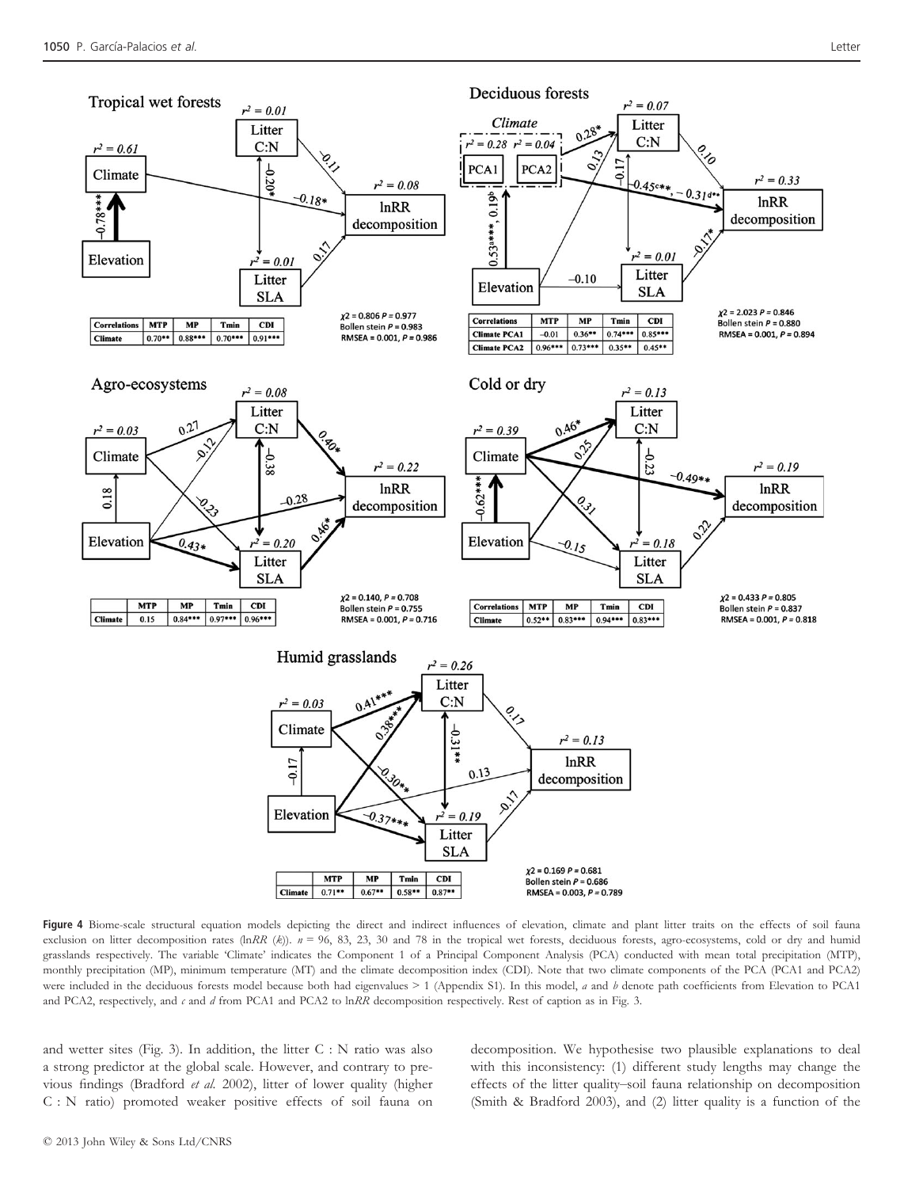**Figure 4** Biome-scale structural equation models depicting the direct and indirect influences of elevation, climate and plant litter traits on the effects of soil fauna exclusion on litter decomposition rates (ln*RR* (*k*)). *n* = 96, 83, 23, 30 and 78 in the tropical wet forests, deciduous forests, agro-ecosystems, cold or dry and humid grasslands respectively. The variable 'Climate' indicates the Component 1 of a Principal Component Analysis (PCA) conducted with mean total precipitation (MTP), monthly precipitation (MP), minimum temperature (MT) and the climate decomposition index (CDI). Note that two climate components of the PCA (PCA1 and PCA2) were included in the deciduous forests model because both had eigenvalues > 1 (Appendix S1). In this model, *a* and *b* denote path coefficients from Elevation to PCA1 and PCA2, respectively, and *c* and *d* from PCA1 and PCA2 to ln*RR* decomposition respectively. Rest of caption as in Fig. 3.

and wetter sites (Fig. 3). In addition, the litter C : N ratio was also a strong predictor at the global scale. However, and contrary to previous findings (Bradford *et al.* 2002), litter of lower quality (higher C : N ratio) promoted weaker positive effects of soil fauna on decomposition. We hypothesise two plausible explanations to deal with this inconsistency: (1) different study lengths may change the effects of the litter quality–soil fauna relationship on decomposition (Smith & Bradford 2003), and (2) litter quality is a function of the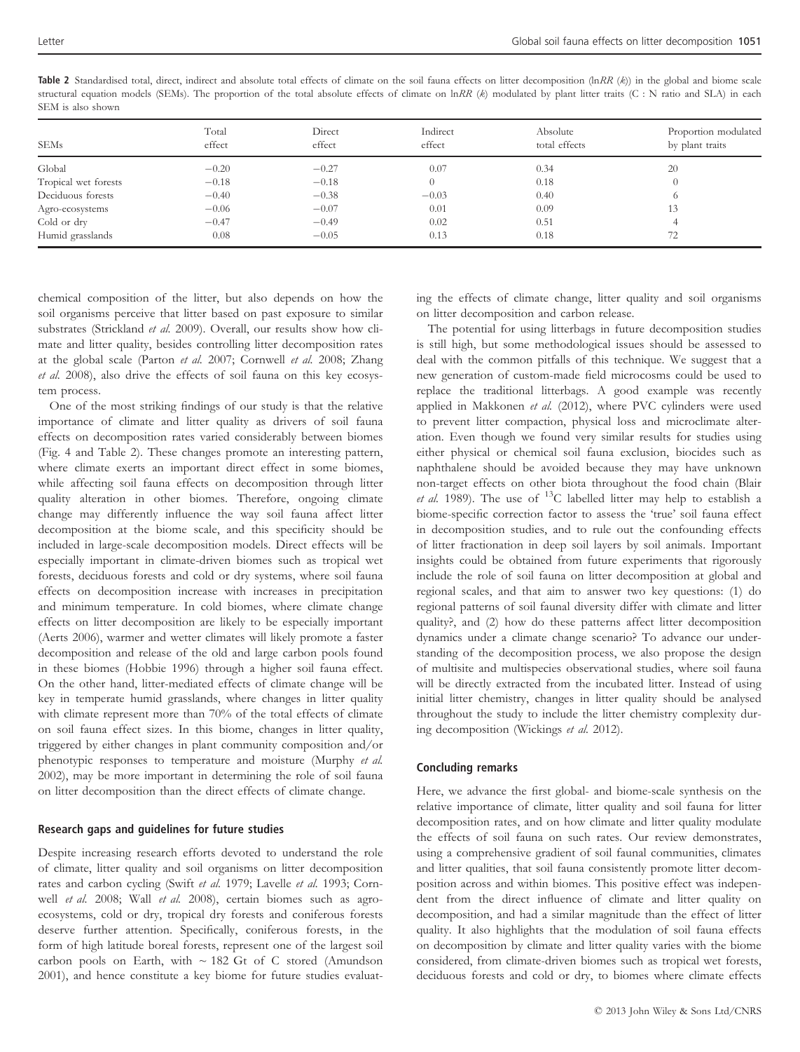**Table 2** Standardised total, direct, indirect and absolute total effects of climate on the soil fauna effects on litter decomposition (ln*RR* (*k*)) in the global and biome scale structural equation models (SEMs). The proportion of the total absolute effects of climate on ln*RR* (*k*) modulated by plant litter traits (C : N ratio and SLA) in each SEM is also shown

| SEMs | Total effect | Direct effect | Indirect effect | Absolute total effects | Proportion modulated by plant traits |
|---|---|---|---|---|---|
| Global | −0.20 | −0.27 | 0.07 | 0.34 | 20 |
| Tropical wet forests | −0.18 | −0.18 | 0 | 0.18 | 0 |
| Deciduous forests | −0.40 | −0.38 | −0.03 | 0.40 | 6 |
| Agro-ecosystems | −0.06 | −0.07 | 0.01 | 0.09 | 13 |
| Cold or dry | −0.47 | −0.49 | 0.02 | 0.51 | 4 |
| Humid grasslands | 0.08 | −0.05 | 0.13 | 0.18 | 72 |

chemical composition of the litter, but also depends on how the soil organisms perceive that litter based on past exposure to similar substrates (Strickland *et al.* 2009). Overall, our results show how climate and litter quality, besides controlling litter decomposition rates at the global scale (Parton *et al.* 2007; Cornwell *et al.* 2008; Zhang *et al.* 2008), also drive the effects of soil fauna on this key ecosystem process.

One of the most striking findings of our study is that the relative importance of climate and litter quality as drivers of soil fauna effects on decomposition rates varied considerably between biomes (Fig. 4 and Table 2). These changes promote an interesting pattern, where climate exerts an important direct effect in some biomes, while affecting soil fauna effects on decomposition through litter quality alteration in other biomes. Therefore, ongoing climate change may differently influence the way soil fauna affect litter decomposition at the biome scale, and this specificity should be included in large-scale decomposition models. Direct effects will be especially important in climate-driven biomes such as tropical wet forests, deciduous forests and cold or dry systems, where soil fauna effects on decomposition increase with increases in precipitation and minimum temperature. In cold biomes, where climate change effects on litter decomposition are likely to be especially important (Aerts 2006), warmer and wetter climates will likely promote a faster decomposition and release of the old and large carbon pools found in these biomes (Hobbie 1996) through a higher soil fauna effect. On the other hand, litter-mediated effects of climate change will be key in temperate humid grasslands, where changes in litter quality with climate represent more than 70% of the total effects of climate on soil fauna effect sizes. In this biome, changes in litter quality, triggered by either changes in plant community composition and/or phenotypic responses to temperature and moisture (Murphy *et al.* 2002), may be more important in determining the role of soil fauna on litter decomposition than the direct effects of climate change.

### Research gaps and guidelines for future studies

Despite increasing research efforts devoted to understand the role of climate, litter quality and soil organisms on litter decomposition rates and carbon cycling (Swift *et al.* 1979; Lavelle *et al.* 1993; Cornwell *et al.* 2008; Wall *et al.* 2008), certain biomes such as agro-ecosystems, cold or dry, tropical dry forests and coniferous forests deserve further attention. Specifically, coniferous forests, in the form of high latitude boreal forests, represent one of the largest soil carbon pools on Earth, with ~ 182 Gt of C stored (Amundson 2001), and hence constitute a key biome for future studies evaluating the effects of climate change, litter quality and soil organisms on litter decomposition and carbon release.

The potential for using litterbags in future decomposition studies is still high, but some methodological issues should be assessed to deal with the common pitfalls of this technique. We suggest that a new generation of custom-made field microcosms could be used to replace the traditional litterbags. A good example was recently applied in Makkonen *et al.* (2012), where PVC cylinders were used to prevent litter compaction, physical loss and microclimate alteration. Even though we found very similar results for studies using either physical or chemical soil fauna exclusion, biocides such as naphthalene should be avoided because they may have unknown non-target effects on other biota throughout the food chain (Blair *et al.* 1989). The use of $^{13}C$ labelled litter may help to establish a biome-specific correction factor to assess the 'true' soil fauna effect in decomposition studies, and to rule out the confounding effects of litter fractionation in deep soil layers by soil animals. Important insights could be obtained from future experiments that rigorously include the role of soil fauna on litter decomposition at global and regional scales, and that aim to answer two key questions: (1) do regional patterns of soil faunal diversity differ with climate and litter quality?, and (2) how do these patterns affect litter decomposition dynamics under a climate change scenario? To advance our understanding of the decomposition process, we also propose the design of multisite and multispecies observational studies, where soil fauna will be directly extracted from the incubated litter. Instead of using initial litter chemistry, changes in litter quality should be analysed throughout the study to include the litter chemistry complexity during decomposition (Wickings *et al.* 2012).

### Concluding remarks

Here, we advance the first global- and biome-scale synthesis on the relative importance of climate, litter quality and soil fauna for litter decomposition rates, and on how climate and litter quality modulate the effects of soil fauna on such rates. Our review demonstrates, using a comprehensive gradient of soil faunal communities, climates and litter qualities, that soil fauna consistently promote litter decomposition across and within biomes. This positive effect was independent from the direct influence of climate and litter quality on decomposition, and had a similar magnitude than the effect of litter quality. It also highlights that the modulation of soil fauna effects on decomposition by climate and litter quality varies with the biome considered, from climate-driven biomes such as tropical wet forests, deciduous forests and cold or dry, to biomes where climate effects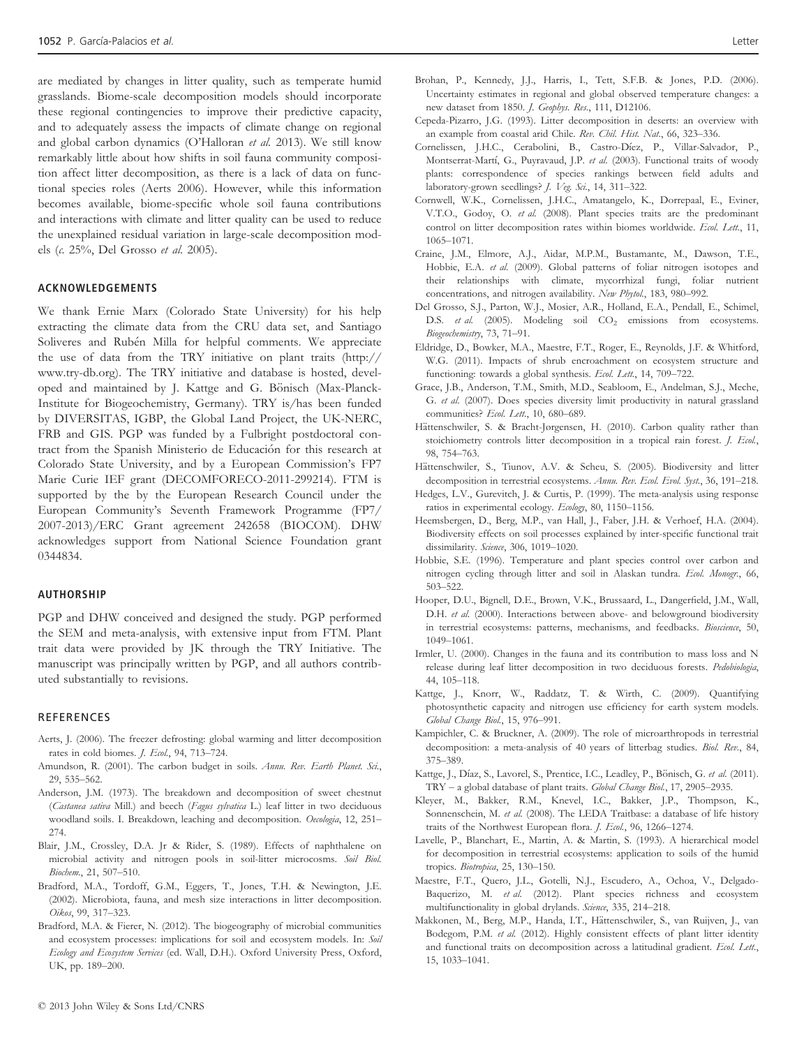are mediated by changes in litter quality, such as temperate humid grasslands. Biome-scale decomposition models should incorporate these regional contingencies to improve their predictive capacity, and to adequately assess the impacts of climate change on regional and global carbon dynamics (O'Halloran *et al.* 2013). We still know remarkably little about how shifts in soil fauna community composition affect litter decomposition, as there is a lack of data on functional species roles (Aerts 2006). However, while this information becomes available, biome-specific whole soil fauna contributions and interactions with climate and litter quality can be used to reduce the unexplained residual variation in large-scale decomposition models (*c.* 25%, Del Grosso *et al.* 2005).

## ACKNOWLEDGEMENTS

We thank Ernie Marx (Colorado State University) for his help extracting the climate data from the CRU data set, and Santiago Soliveres and Rubén Milla for helpful comments. We appreciate the use of data from the TRY initiative on plant traits (http://www.try-db.org). The TRY initiative and database is hosted, developed and maintained by J. Kattge and G. Bönisch (Max-Planck-Institute for Biogeochemistry, Germany). TRY is/has been funded by DIVERSITAS, IGBP, the Global Land Project, the UK-NERC, FRB and GIS. PGP was funded by a Fulbright postdoctoral contract from the Spanish Ministerio de Educación for this research at Colorado State University, and by a European Commission's FP7 Marie Curie IEF grant (DECOMFORECO-2011-299214). FTM is supported by the by the European Research Council under the European Community's Seventh Framework Programme (FP7/2007-2013)/ERC Grant agreement 242658 (BIOCOM). DHW acknowledges support from National Science Foundation grant 0344834.

## AUTHORSHIP

PGP and DHW conceived and designed the study. PGP performed the SEM and meta-analysis, with extensive input from FTM. Plant trait data were provided by JK through the TRY Initiative. The manuscript was principally written by PGP, and all authors contributed substantially to revisions.

## REFERENCES

Aerts, J. (2006). The freezer defrosting: global warming and litter decomposition rates in cold biomes. *J. Ecol.*, 94, 713–724.

Amundson, R. (2001). The carbon budget in soils. *Annu. Rev. Earth Planet. Sci.*, 29, 535–562.

Anderson, J.M. (1973). The breakdown and decomposition of sweet chestnut (*Castanea sativa* Mill.) and beech (*Fagus sylvatica* L.) leaf litter in two deciduous woodland soils. I. Breakdown, leaching and decomposition. *Oecologia*, 12, 251–274.

Blair, J.M., Crossley, D.A. Jr & Rider, S. (1989). Effects of naphthalene on microbial activity and nitrogen pools in soil-litter microcosms. *Soil Biol. Biochem.*, 21, 507–510.

Bradford, M.A., Tordoff, G.M., Eggers, T., Jones, T.H. & Newington, J.E. (2002). Microbiota, fauna, and mesh size interactions in litter decomposition. *Oikos*, 99, 317–323.

Bradford, M.A. & Fierer, N. (2012). The biogeography of microbial communities and ecosystem processes: implications for soil and ecosystem models. In: *Soil Ecology and Ecosystem Services* (ed. Wall, D.H.). Oxford University Press, Oxford, UK, pp. 189–200.

Brohan, P., Kennedy, J.J., Harris, I., Tett, S.F.B. & Jones, P.D. (2006). Uncertainty estimates in regional and global observed temperature changes: a new dataset from 1850. *J. Geophys. Res.*, 111, D12106.

Cepeda-Pizarro, J.G. (1993). Litter decomposition in deserts: an overview with an example from coastal arid Chile. *Rev. Chil. Hist. Nat.*, 66, 323–336.

Cornelissen, J.H.C., Cerabolini, B., Castro-Díez, P., Villar-Salvador, P., Montserrat-Martí, G., Puyravaud, J.P. *et al.* (2003). Functional traits of woody plants: correspondence of species rankings between field adults and laboratory-grown seedlings? *J. Veg. Sci.*, 14, 311–322.

Cornwell, W.K., Cornelissen, J.H.C., Amatangelo, K., Dorrepaal, E., Eviner, V.T.O., Godoy, O. *et al.* (2008). Plant species traits are the predominant control on litter decomposition rates within biomes worldwide. *Ecol. Lett.*, 11, 1065–1071.

Craine, J.M., Elmore, A.J., Aidar, M.P.M., Bustamante, M., Dawson, T.E., Hobbie, E.A. *et al.* (2009). Global patterns of foliar nitrogen isotopes and their relationships with climate, mycorrhizal fungi, foliar nutrient concentrations, and nitrogen availability. *New Phytol.*, 183, 980–992.

Del Grosso, S.J., Parton, W.J., Mosier, A.R., Holland, E.A., Pendall, E., Schimel, D.S. *et al.* (2005). Modeling soil $CO_2$ emissions from ecosystems. *Biogeochemistry*, 73, 71–91.

Eldridge, D., Bowker, M.A., Maestre, F.T., Roger, E., Reynolds, J.F. & Whitford, W.G. (2011). Impacts of shrub encroachment on ecosystem structure and functioning: towards a global synthesis. *Ecol. Lett.*, 14, 709–722.

Grace, J.B., Anderson, T.M., Smith, M.D., Seabloom, E., Andelman, S.J., Meche, G. *et al.* (2007). Does species diversity limit productivity in natural grassland communities? *Ecol. Lett.*, 10, 680–689.

Hättenschwiler, S. & Bracht-Jørgensen, H. (2010). Carbon quality rather than stoichiometry controls litter decomposition in a tropical rain forest. *J. Ecol.*, 98, 754–763.

Hättenschwiler, S., Tiunov, A.V. & Scheu, S. (2005). Biodiversity and litter decomposition in terrestrial ecosystems. *Annu. Rev. Ecol. Evol. Syst.*, 36, 191–218.

Hedges, L.V., Gurevitch, J. & Curtis, P. (1999). The meta-analysis using response ratios in experimental ecology. *Ecology*, 80, 1150–1156.

Heemsbergen, D., Berg, M.P., van Hall, J., Faber, J.H. & Verhoef, H.A. (2004). Biodiversity effects on soil processes explained by inter-specific functional trait dissimilarity. *Science*, 306, 1019–1020.

Hobbie, S.E. (1996). Temperature and plant species control over carbon and nitrogen cycling through litter and soil in Alaskan tundra. *Ecol. Monogr.*, 66, 503–522.

Hooper, D.U., Bignell, D.E., Brown, V.K., Brussaard, L., Dangerfield, J.M., Wall, D.H. *et al.* (2000). Interactions between above- and belowground biodiversity in terrestrial ecosystems: patterns, mechanisms, and feedbacks. *Bioscience*, 50, 1049–1061.

Irmler, U. (2000). Changes in the fauna and its contribution to mass loss and N release during leaf litter decomposition in two deciduous forests. *Pedobiologia*, 44, 105–118.

Kattge, J., Knorr, W., Raddatz, T. & Wirth, C. (2009). Quantifying photosynthetic capacity and nitrogen use efficiency for earth system models. *Global Change Biol.*, 15, 976–991.

Kampichler, C. & Bruckner, A. (2009). The role of microarthropods in terrestrial decomposition: a meta-analysis of 40 years of litterbag studies. *Biol. Rev.*, 84, 375–389.

Kattge, J., Díaz, S., Lavorel, S., Prentice, I.C., Leadley, P., Bönisch, G. *et al.* (2011). TRY – a global database of plant traits. *Global Change Biol.*, 17, 2905–2935.

Kleyer, M., Bakker, R.M., Knevel, I.C., Bakker, J.P., Thompson, K., Sonnenschein, M. *et al.* (2008). The LEDA Traitbase: a database of life history traits of the Northwest European flora. *J. Ecol.*, 96, 1266–1274.

Lavelle, P., Blanchart, E., Martin, A. & Martin, S. (1993). A hierarchical model for decomposition in terrestrial ecosystems: application to soils of the humid tropics. *Biotropica*, 25, 130–150.

Maestre, F.T., Quero, J.L., Gotelli, N.J., Escudero, A., Ochoa, V., Delgado-Baquerizo, M. *et al.* (2012). Plant species richness and ecosystem multifunctionality in global drylands. *Science*, 335, 214–218.

Makkonen, M., Berg, M.P., Handa, I.T., Hättenschwiler, S., van Ruijven, J., van Bodegom, P.M. *et al.* (2012). Highly consistent effects of plant litter identity and functional traits on decomposition across a latitudinal gradient. *Ecol. Lett.*, 15, 1033–1041.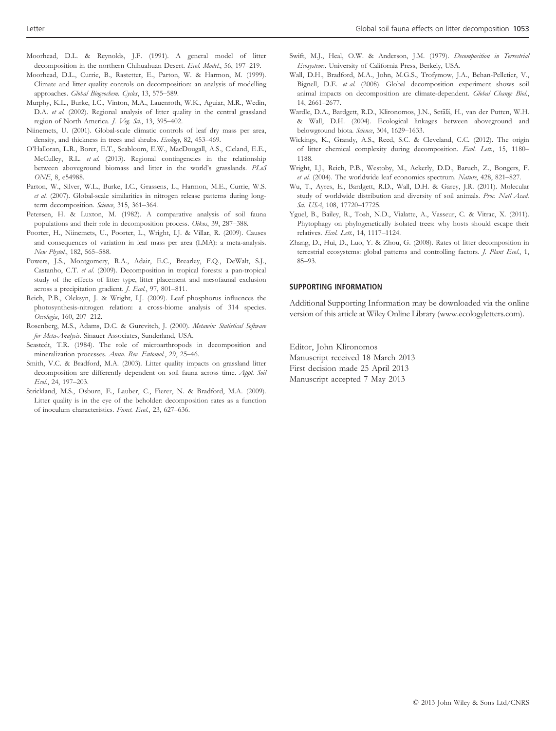Moorhead, D.L. & Reynolds, J.F. (1991). A general model of litter decomposition in the northern Chihuahuan Desert. *Ecol. Model.*, 56, 197–219.

Moorhead, D.L., Currie, B., Rastetter, E., Parton, W. & Harmon, M. (1999). Climate and litter quality controls on decomposition: an analysis of modelling approaches. *Global Biogeochem. Cycles*, 13, 575–589.

Murphy, K.L., Burke, I.C., Vinton, M.A., Lauenroth, W.K., Aguiar, M.R., Wedin, D.A. *et al.* (2002). Regional analysis of litter quality in the central grassland region of North America. *J. Veg. Sci.*, 13, 395–402.

Niinemets, U. (2001). Global-scale climatic controls of leaf dry mass per area, density, and thickness in trees and shrubs. *Ecology*, 82, 453–469.

O'Halloran, L.R., Borer, E.T., Seabloom, E.W., MacDougall, A.S., Cleland, E.E., McCulley, R.L. *et al.* (2013). Regional contingencies in the relationship between aboveground biomass and litter in the world's grasslands. *PLoS ONE*, 8, e54988.

Parton, W., Silver, W.L., Burke, I.C., Grassens, L., Harmon, M.E., Currie, W.S. *et al.* (2007). Global-scale similarities in nitrogen release patterns during long-term decomposition. *Science*, 315, 361–364.

Petersen, H. & Luxton, M. (1982). A comparative analysis of soil fauna populations and their role in decomposition process. *Oikos*, 39, 287–388.

Poorter, H., Niinemets, U., Poorter, L., Wright, I.J. & Villar, R. (2009). Causes and consequences of variation in leaf mass per area (LMA): a meta-analysis. *New Phytol.*, 182, 565–588.

Powers, J.S., Montgomery, R.A., Adair, E.C., Brearley, F.Q., DeWalt, S.J., Castanho, C.T. *et al.* (2009). Decomposition in tropical forests: a pan-tropical study of the effects of litter type, litter placement and mesofaunal exclusion across a precipitation gradient. *J. Ecol.*, 97, 801–811.

Reich, P.B., Oleksyn, J. & Wright, I.J. (2009). Leaf phosphorus influences the photosynthesis-nitrogen relation: a cross-biome analysis of 314 species. *Oecologia*, 160, 207–212.

Rosenberg, M.S., Adams, D.C. & Gurevitch, J. (2000). *Metawin: Statistical Software for Meta-Analysis*. Sinauer Associates, Sunderland, USA.

Seastedt, T.R. (1984). The role of microarthropods in decomposition and mineralization processes. *Annu. Rev. Entomol.*, 29, 25–46.

Smith, V.C. & Bradford, M.A. (2003). Litter quality impacts on grassland litter decomposition are differently dependent on soil fauna across time. *Appl. Soil Ecol.*, 24, 197–203.

Strickland, M.S., Osburn, E., Lauber, C., Fierer, N. & Bradford, M.A. (2009). Litter quality is in the eye of the beholder: decomposition rates as a function of inoculum characteristics. *Funct. Ecol.*, 23, 627–636.

Swift, M.J., Heal, O.W. & Anderson, J.M. (1979). *Decomposition in Terrestrial Ecosystems*. University of California Press, Berkely, USA.

Wall, D.H., Bradford, M.A., John, M.G.S., Trofymow, J.A., Behan-Pelletier, V., Bignell, D.E. *et al.* (2008). Global decomposition experiment shows soil animal impacts on decomposition are climate-dependent. *Global Change Biol.*, 14, 2661–2677.

Wardle, D.A., Bardgett, R.D., Klironomos, J.N., Setälä, H., van der Putten, W.H. & Wall, D.H. (2004). Ecological linkages between aboveground and belowground biota. *Science*, 304, 1629–1633.

Wickings, K., Grandy, A.S., Reed, S.C. & Cleveland, C.C. (2012). The origin of litter chemical complexity during decomposition. *Ecol. Lett.*, 15, 1180–1188.

Wright, I.J., Reich, P.B., Westoby, M., Ackerly, D.D., Baruch, Z., Bongers, F. *et al.* (2004). The worldwide leaf economics spectrum. *Nature*, 428, 821–827.

Wu, T., Ayres, E., Bardgett, R.D., Wall, D.H. & Garey, J.R. (2011). Molecular study of worldwide distribution and diversity of soil animals. *Proc. Natl Acad. Sci. USA*, 108, 17720–17725.

Yguel, B., Bailey, R., Tosh, N.D., Vialatte, A., Vasseur, C. & Vitrac, X. (2011). Phytophagy on phylogenetically isolated trees: why hosts should escape their relatives. *Ecol. Lett.*, 14, 1117–1124.

Zhang, D., Hui, D., Luo, Y. & Zhou, G. (2008). Rates of litter decomposition in terrestrial ecosystems: global patterns and controlling factors. *J. Plant Ecol.*, 1, 85–93.

## SUPPORTING INFORMATION

Additional Supporting Information may be downloaded via the online version of this article at Wiley Online Library (www.ecologyletters.com).

Editor, John Klironomos
Manuscript received 18 March 2013
First decision made 25 April 2013
Manuscript accepted 7 May 2013